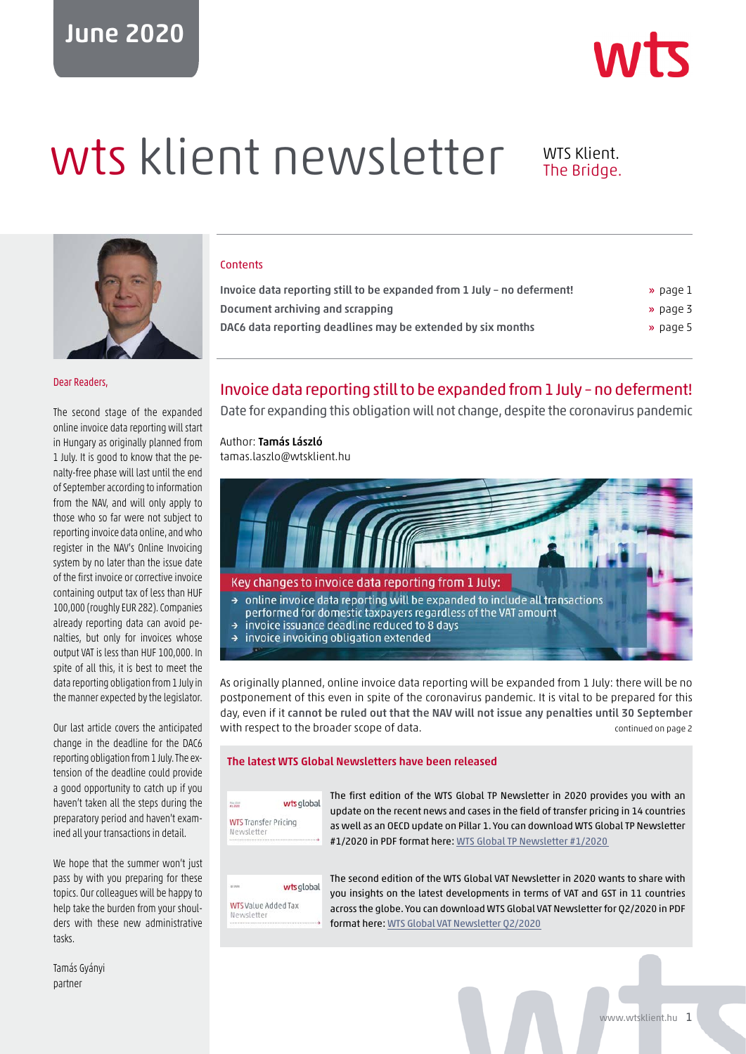June 2020

# wts klient newsletter

WTS Klient.
The Bridge.

Contents

| | |
|---|---|
| Invoice data reporting still to be expanded from 1 July – no deferment! | » page 1 |
| Document archiving and scrapping | » page 3 |
| DAC6 data reporting deadlines may be extended by six months | » page 5 |

Dear Readers,

The second stage of the expanded online invoice data reporting will start in Hungary as originally planned from 1 July. It is good to know that the penalty-free phase will last until the end of September according to information from the NAV, and will only apply to those who so far were not subject to reporting invoice data online, and who register in the NAV's Online Invoicing system by no later than the issue date of the first invoice or corrective invoice containing output tax of less than HUF 100,000 (roughly EUR 282). Companies already reporting data can avoid penalties, but only for invoices whose output VAT is less than HUF 100,000. In spite of all this, it is best to meet the data reporting obligation from 1 July in the manner expected by the legislator.

Our last article covers the anticipated change in the deadline for the DAC6 reporting obligation from 1 July. The extension of the deadline could provide a good opportunity to catch up if you haven't taken all the steps during the preparatory period and haven't examined all your transactions in detail.

We hope that the summer won't just pass by with you preparing for these topics. Our colleagues will be happy to help take the burden from your shoulders with these new administrative tasks.

Tamás Gyányi
partner

## Invoice data reporting still to be expanded from 1 July – no deferment!

Date for expanding this obligation will not change, despite the coronavirus pandemic

Author: **Tamás László**
tamas.laszlo@wtsklient.hu

Key changes to invoice data reporting from 1 July:

- online invoice data reporting will be expanded to include all transactions performed for domestic taxpayers regardless of the VAT amount
- invoice issuance deadline reduced to 8 days
- invoice invoicing obligation extended

As originally planned, online invoice data reporting will be expanded from 1 July: there will be no postponement of this even in spite of the coronavirus pandemic. It is vital to be prepared for this day, even if it cannot be ruled out that the NAV will not issue any penalties until 30 September with respect to the broader scope of data.

continued on page 2

**The latest WTS Global Newsletters have been released**

wts global — WTS Transfer Pricing Newsletter

The first edition of the WTS Global TP Newsletter in 2020 provides you with an update on the recent news and cases in the field of transfer pricing in 14 countries as well as an OECD update on Pillar 1. You can download WTS Global TP Newsletter #1/2020 in PDF format here: WTS Global TP Newsletter #1/2020

wts global — WTS Value Added Tax Newsletter

The second edition of the WTS Global VAT Newsletter in 2020 wants to share with you insights on the latest developments in terms of VAT and GST in 11 countries across the globe. You can download WTS Global VAT Newsletter for Q2/2020 in PDF format here: WTS Global VAT Newsletter Q2/2020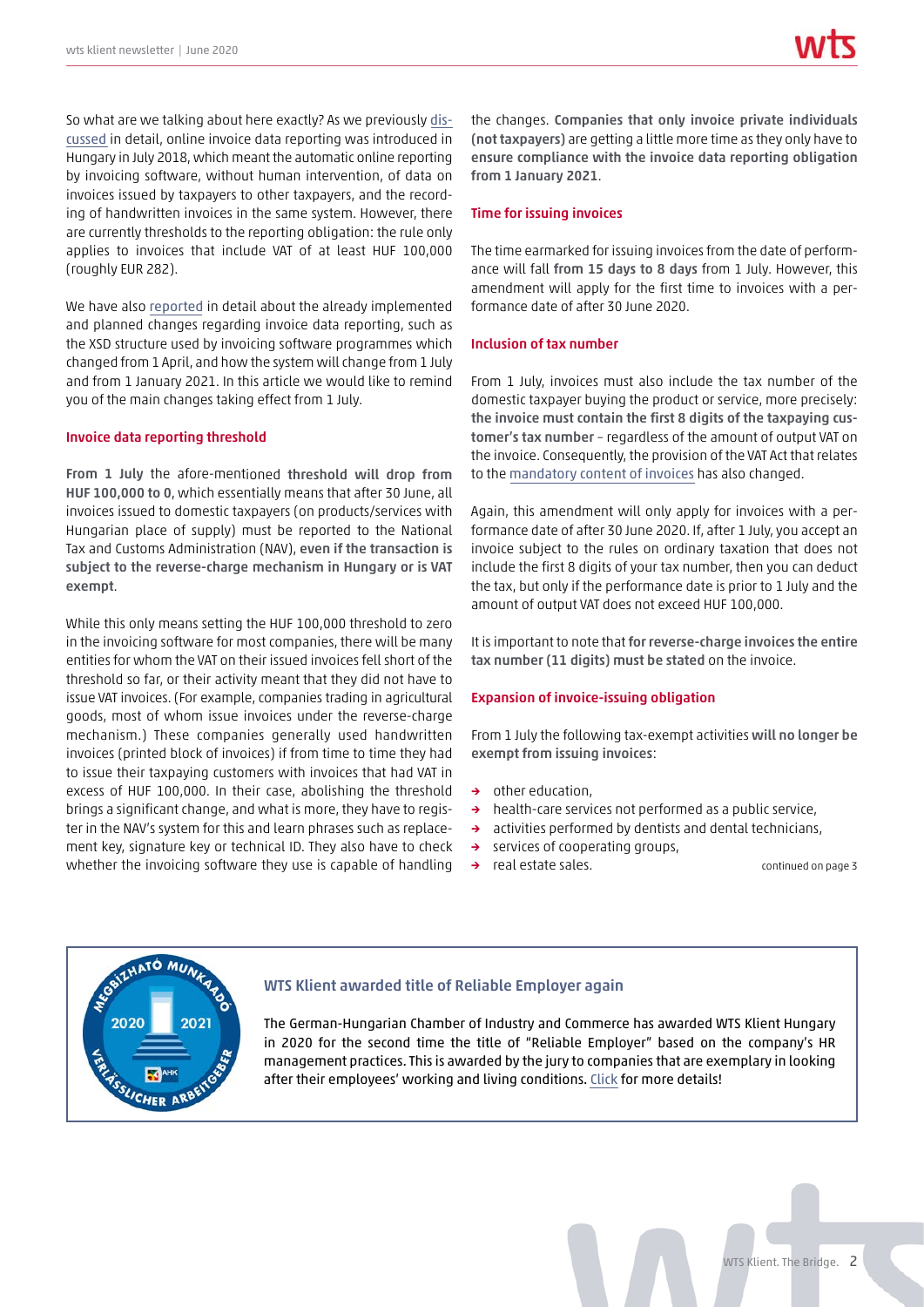So what are we talking about here exactly? As we previously discussed in detail, online invoice data reporting was introduced in Hungary in July 2018, which meant the automatic online reporting by invoicing software, without human intervention, of data on invoices issued by taxpayers to other taxpayers, and the recording of handwritten invoices in the same system. However, there are currently thresholds to the reporting obligation: the rule only applies to invoices that include VAT of at least HUF 100,000 (roughly EUR 282).

We have also reported in detail about the already implemented and planned changes regarding invoice data reporting, such as the XSD structure used by invoicing software programmes which changed from 1 April, and how the system will change from 1 July and from 1 January 2021. In this article we would like to remind you of the main changes taking effect from 1 July.

### Invoice data reporting threshold

**From 1 July** the afore-mentioned **threshold will drop from HUF 100,000 to 0**, which essentially means that after 30 June, all invoices issued to domestic taxpayers (on products/services with Hungarian place of supply) must be reported to the National Tax and Customs Administration (NAV), **even if the transaction is subject to the reverse-charge mechanism in Hungary or is VAT exempt**.

While this only means setting the HUF 100,000 threshold to zero in the invoicing software for most companies, there will be many entities for whom the VAT on their issued invoices fell short of the threshold so far, or their activity meant that they did not have to issue VAT invoices. (For example, companies trading in agricultural goods, most of whom issue invoices under the reverse-charge mechanism.) These companies generally used handwritten invoices (printed block of invoices) if from time to time they had to issue their taxpaying customers with invoices that had VAT in excess of HUF 100,000. In their case, abolishing the threshold brings a significant change, and what is more, they have to register in the NAV's system for this and learn phrases such as replacement key, signature key or technical ID. They also have to check whether the invoicing software they use is capable of handling the changes. **Companies that only invoice private individuals (not taxpayers)** are getting a little more time as they only have to **ensure compliance with the invoice data reporting obligation from 1 January 2021**.

### Time for issuing invoices

The time earmarked for issuing invoices from the date of performance will fall **from 15 days to 8 days** from 1 July. However, this amendment will apply for the first time to invoices with a performance date of after 30 June 2020.

### Inclusion of tax number

From 1 July, invoices must also include the tax number of the domestic taxpayer buying the product or service, more precisely: **the invoice must contain the first 8 digits of the taxpaying customer's tax number** – regardless of the amount of output VAT on the invoice. Consequently, the provision of the VAT Act that relates to the mandatory content of invoices has also changed.

Again, this amendment will only apply for invoices with a performance date of after 30 June 2020. If, after 1 July, you accept an invoice subject to the rules on ordinary taxation that does not include the first 8 digits of your tax number, then you can deduct the tax, but only if the performance date is prior to 1 July and the amount of output VAT does not exceed HUF 100,000.

It is important to note that **for reverse-charge invoices the entire tax number (11 digits) must be stated** on the invoice.

### Expansion of invoice-issuing obligation

From 1 July the following tax-exempt activities **will no longer be exempt from issuing invoices**:

- other education,
- health-care services not performed as a public service,
- activities performed by dentists and dental technicians,
- services of cooperating groups,
- real estate sales.

continued on page 3

### WTS Klient awarded title of Reliable Employer again

The German-Hungarian Chamber of Industry and Commerce has awarded WTS Klient Hungary in 2020 for the second time the title of "Reliable Employer" based on the company's HR management practices. This is awarded by the jury to companies that are exemplary in looking after their employees' working and living conditions. Click for more details!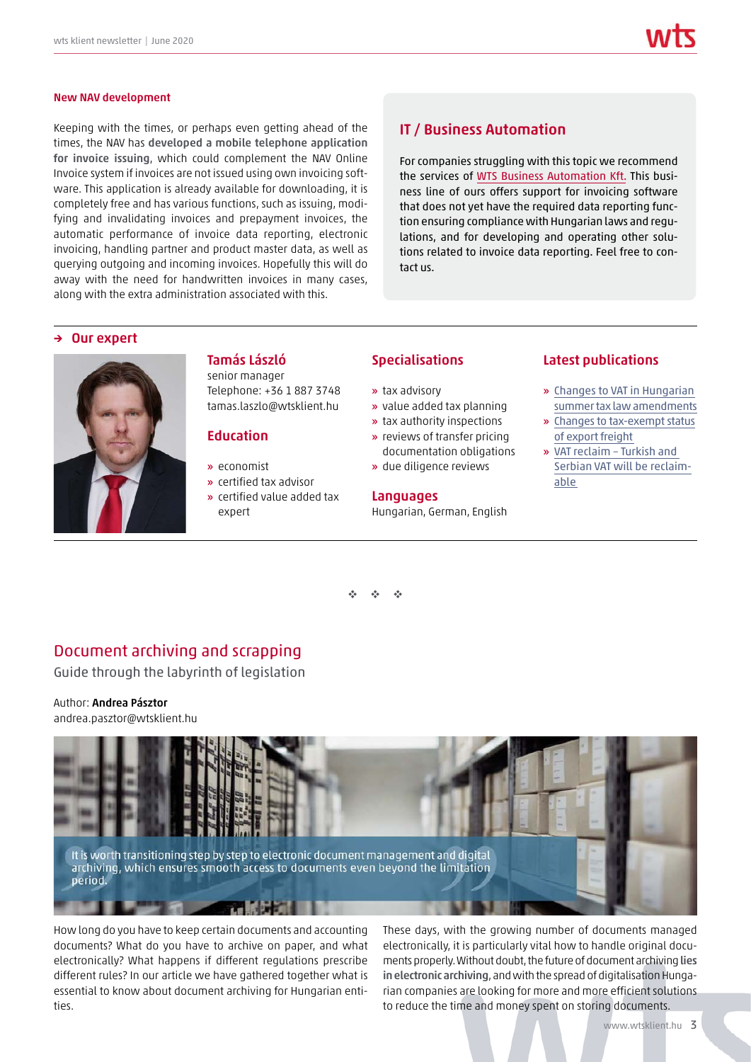#### New NAV development

Keeping with the times, or perhaps even getting ahead of the times, the NAV has **developed a mobile telephone application for invoice issuing**, which could complement the NAV Online Invoice system if invoices are not issued using own invoicing software. This application is already available for downloading, it is completely free and has various functions, such as issuing, modifying and invalidating invoices and prepayment invoices, the automatic performance of invoice data reporting, electronic invoicing, handling partner and product master data, as well as querying outgoing and incoming invoices. Hopefully this will do away with the need for handwritten invoices in many cases, along with the extra administration associated with this.

### IT / Business Automation

For companies struggling with this topic we recommend the services of WTS Business Automation Kft. This business line of ours offers support for invoicing software that does not yet have the required data reporting function ensuring compliance with Hungarian laws and regulations, and for developing and operating other solutions related to invoice data reporting. Feel free to contact us.

### → Our expert

#### Tamás László

senior manager
Telephone: +36 1 887 3748
tamas.laszlo@wtsklient.hu

#### Education

- economist
- certified tax advisor
- certified value added tax expert

#### Specialisations

- tax advisory
- value added tax planning
- tax authority inspections
- reviews of transfer pricing documentation obligations
- due diligence reviews

#### Languages

Hungarian, German, English

#### Latest publications

- Changes to VAT in Hungarian summer tax law amendments
- Changes to tax-exempt status of export freight
- VAT reclaim – Turkish and Serbian VAT will be reclaimable

❖ ❖ ❖

## Document archiving and scrapping

Guide through the labyrinth of legislation

Author: **Andrea Pásztor**
andrea.pasztor@wtsklient.hu

It is worth transitioning step by step to electronic document management and digital archiving, which ensures smooth access to documents even beyond the limitation period.

How long do you have to keep certain documents and accounting documents? What do you have to archive on paper, and what electronically? What happens if different regulations prescribe different rules? In our article we have gathered together what is essential to know about document archiving for Hungarian entities.

These days, with the growing number of documents managed electronically, it is particularly vital how to handle original documents properly. Without doubt, the future of document archiving **lies in electronic archiving**, and with the spread of digitalisation Hungarian companies are looking for more and more efficient solutions to reduce the time and money spent on storing documents.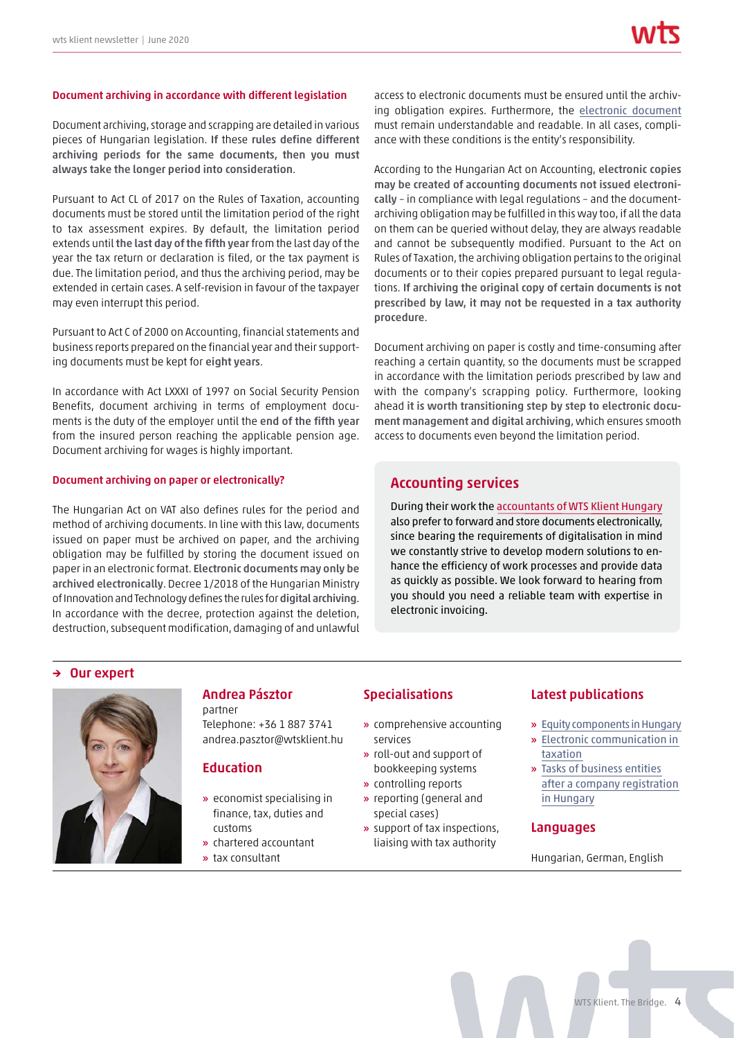### Document archiving in accordance with different legislation

Document archiving, storage and scrapping are detailed in various pieces of Hungarian legislation. If these **rules define different archiving periods for the same documents, then you must always take the longer period into consideration**.

Pursuant to Act CL of 2017 on the Rules of Taxation, accounting documents must be stored until the limitation period of the right to tax assessment expires. By default, the limitation period extends until **the last day of the fifth year** from the last day of the year the tax return or declaration is filed, or the tax payment is due. The limitation period, and thus the archiving period, may be extended in certain cases. A self-revision in favour of the taxpayer may even interrupt this period.

Pursuant to Act C of 2000 on Accounting, financial statements and business reports prepared on the financial year and their supporting documents must be kept for **eight years**.

In accordance with Act LXXXI of 1997 on Social Security Pension Benefits, document archiving in terms of employment documents is the duty of the employer until the **end of the fifth year** from the insured person reaching the applicable pension age. Document archiving for wages is highly important.

### Document archiving on paper or electronically?

The Hungarian Act on VAT also defines rules for the period and method of archiving documents. In line with this law, documents issued on paper must be archived on paper, and the archiving obligation may be fulfilled by storing the document issued on paper in an electronic format. **Electronic documents may only be archived electronically**. Decree 1/2018 of the Hungarian Ministry of Innovation and Technology defines the rules for **digital archiving**. In accordance with the decree, protection against the deletion, destruction, subsequent modification, damaging of and unlawful access to electronic documents must be ensured until the archiving obligation expires. Furthermore, the electronic document must remain understandable and readable. In all cases, compliance with these conditions is the entity's responsibility.

According to the Hungarian Act on Accounting, **electronic copies may be created of accounting documents not issued electronically** – in compliance with legal regulations – and the document-archiving obligation may be fulfilled in this way too, if all the data on them can be queried without delay, they are always readable and cannot be subsequently modified. Pursuant to the Act on Rules of Taxation, the archiving obligation pertains to the original documents or to their copies prepared pursuant to legal regulations. **If archiving the original copy of certain documents is not prescribed by law, it may not be requested in a tax authority procedure**.

Document archiving on paper is costly and time-consuming after reaching a certain quantity, so the documents must be scrapped in accordance with the limitation periods prescribed by law and with the company's scrapping policy. Furthermore, looking ahead **it is worth transitioning step by step to electronic document management and digital archiving**, which ensures smooth access to documents even beyond the limitation period.

## Accounting services

During their work the accountants of WTS Klient Hungary also prefer to forward and store documents electronically, since bearing the requirements of digitalisation in mind we constantly strive to develop modern solutions to enhance the efficiency of work processes and provide data as quickly as possible. We look forward to hearing from you should you need a reliable team with expertise in electronic invoicing.

## → Our expert

### Andrea Pásztor

partner
Telephone: +36 1 887 3741
andrea.pasztor@wtsklient.hu

### Education

- economist specialising in finance, tax, duties and customs
- chartered accountant
- tax consultant

### Specialisations

- comprehensive accounting services
- roll-out and support of bookkeeping systems
- controlling reports
- reporting (general and special cases)
- support of tax inspections, liaising with tax authority

### Latest publications

- Equity components in Hungary
- Electronic communication in taxation
- Tasks of business entities after a company registration in Hungary

### Languages

Hungarian, German, English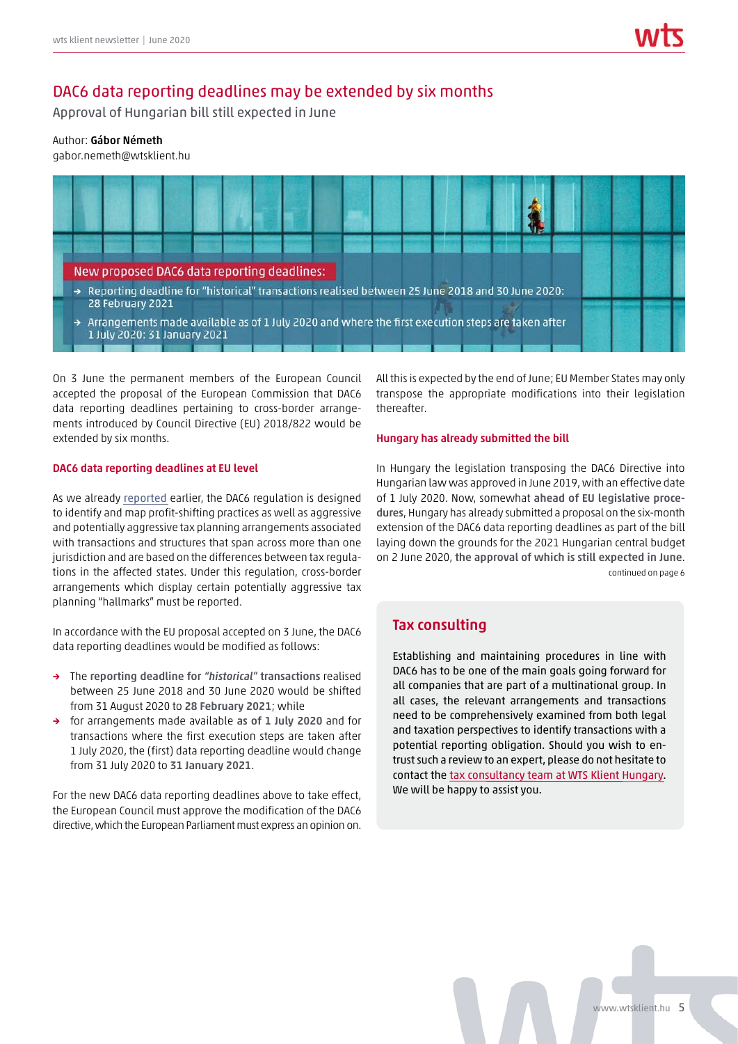# DAC6 data reporting deadlines may be extended by six months

Approval of Hungarian bill still expected in June

Author: **Gábor Németh**
gabor.nemeth@wtsklient.hu

**New proposed DAC6 data reporting deadlines:**

- Reporting deadline for "historical" transactions realised between 25 June 2018 and 30 June 2020: 28 February 2021
- Arrangements made available as of 1 July 2020 and where the first execution steps are taken after 1 July 2020: 31 January 2021

On 3 June the permanent members of the European Council accepted the proposal of the European Commission that DAC6 data reporting deadlines pertaining to cross-border arrangements introduced by Council Directive (EU) 2018/822 would be extended by six months.

## DAC6 data reporting deadlines at EU level

As we already reported earlier, the DAC6 regulation is designed to identify and map profit-shifting practices as well as aggressive and potentially aggressive tax planning arrangements associated with transactions and structures that span across more than one jurisdiction and are based on the differences between tax regulations in the affected states. Under this regulation, cross-border arrangements which display certain potentially aggressive tax planning "hallmarks" must be reported.

In accordance with the EU proposal accepted on 3 June, the DAC6 data reporting deadlines would be modified as follows:

- The **reporting deadline for "*historical*" transactions** realised between 25 June 2018 and 30 June 2020 would be shifted from 31 August 2020 to **28 February 2021**; while
- for arrangements made available **as of 1 July 2020** and for transactions where the first execution steps are taken after 1 July 2020, the (first) data reporting deadline would change from 31 July 2020 to **31 January 2021**.

For the new DAC6 data reporting deadlines above to take effect, the European Council must approve the modification of the DAC6 directive, which the European Parliament must express an opinion on. All this is expected by the end of June; EU Member States may only transpose the appropriate modifications into their legislation thereafter.

## Hungary has already submitted the bill

In Hungary the legislation transposing the DAC6 Directive into Hungarian law was approved in June 2019, with an effective date of 1 July 2020. Now, somewhat **ahead of EU legislative procedures**, Hungary has already submitted a proposal on the six-month extension of the DAC6 data reporting deadlines as part of the bill laying down the grounds for the 2021 Hungarian central budget on 2 June 2020, **the approval of which is still expected in June**.

continued on page 6

## Tax consulting

Establishing and maintaining procedures in line with DAC6 has to be one of the main goals going forward for all companies that are part of a multinational group. In all cases, the relevant arrangements and transactions need to be comprehensively examined from both legal and taxation perspectives to identify transactions with a potential reporting obligation. Should you wish to entrust such a review to an expert, please do not hesitate to contact the tax consultancy team at WTS Klient Hungary. We will be happy to assist you.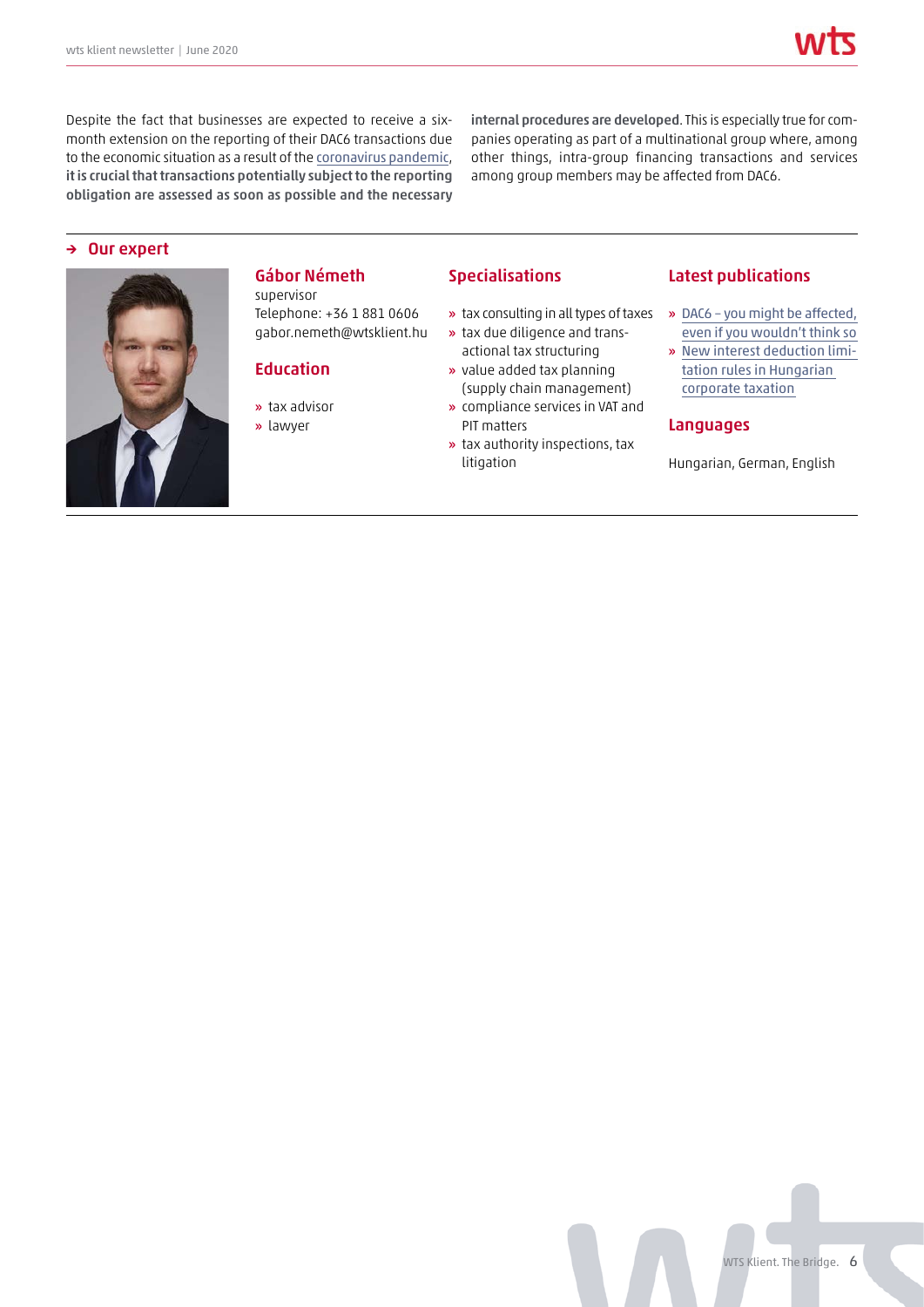Despite the fact that businesses are expected to receive a six-month extension on the reporting of their DAC6 transactions due to the economic situation as a result of the coronavirus pandemic, **it is crucial that transactions potentially subject to the reporting obligation are assessed as soon as possible and the necessary internal procedures are developed**. This is especially true for companies operating as part of a multinational group where, among other things, intra-group financing transactions and services among group members may be affected from DAC6.

## → Our expert

### Gábor Németh

supervisor
Telephone: +36 1 881 0606
gabor.nemeth@wtsklient.hu

### Education

- tax advisor
- lawyer

### Specialisations

- tax consulting in all types of taxes
- tax due diligence and transactional tax structuring
- value added tax planning (supply chain management)
- compliance services in VAT and PIT matters
- tax authority inspections, tax litigation

### Latest publications

- DAC6 – you might be affected, even if you wouldn't think so
- New interest deduction limitation rules in Hungarian corporate taxation

### Languages

Hungarian, German, English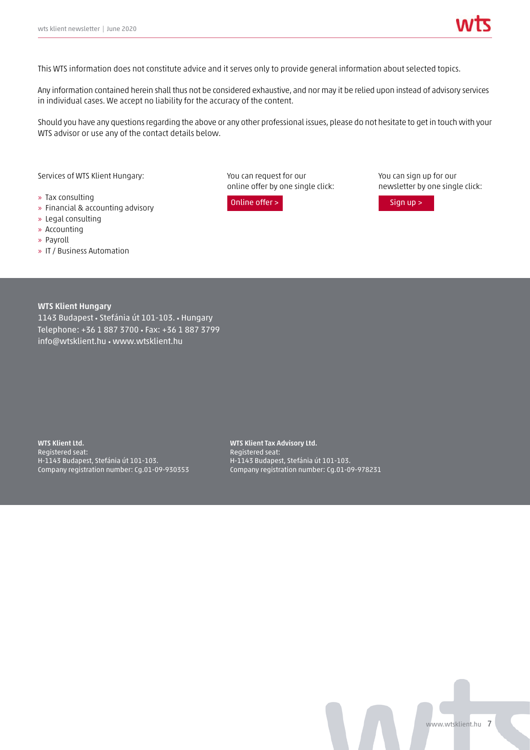This WTS information does not constitute advice and it serves only to provide general information about selected topics.

Any information contained herein shall thus not be considered exhaustive, and nor may it be relied upon instead of advisory services in individual cases. We accept no liability for the accuracy of the content.

Should you have any questions regarding the above or any other professional issues, please do not hesitate to get in touch with your WTS advisor or use any of the contact details below.

Services of WTS Klient Hungary:

- » Tax consulting
- » Financial & accounting advisory
- » Legal consulting
- » Accounting
- » Payroll
- » IT / Business Automation

You can request for our online offer by one single click:

Online offer >

You can sign up for our newsletter by one single click:

Sign up >

**WTS Klient Hungary**
1143 Budapest • Stefánia út 101-103. • Hungary
Telephone: +36 1 887 3700 • Fax: +36 1 887 3799
info@wtsklient.hu • www.wtsklient.hu

**WTS Klient Ltd.**
Registered seat:
H-1143 Budapest, Stefánia út 101-103.
Company registration number: Cg.01-09-930353

**WTS Klient Tax Advisory Ltd.**
Registered seat:
H-1143 Budapest, Stefánia út 101-103.
Company registration number: Cg.01-09-978231